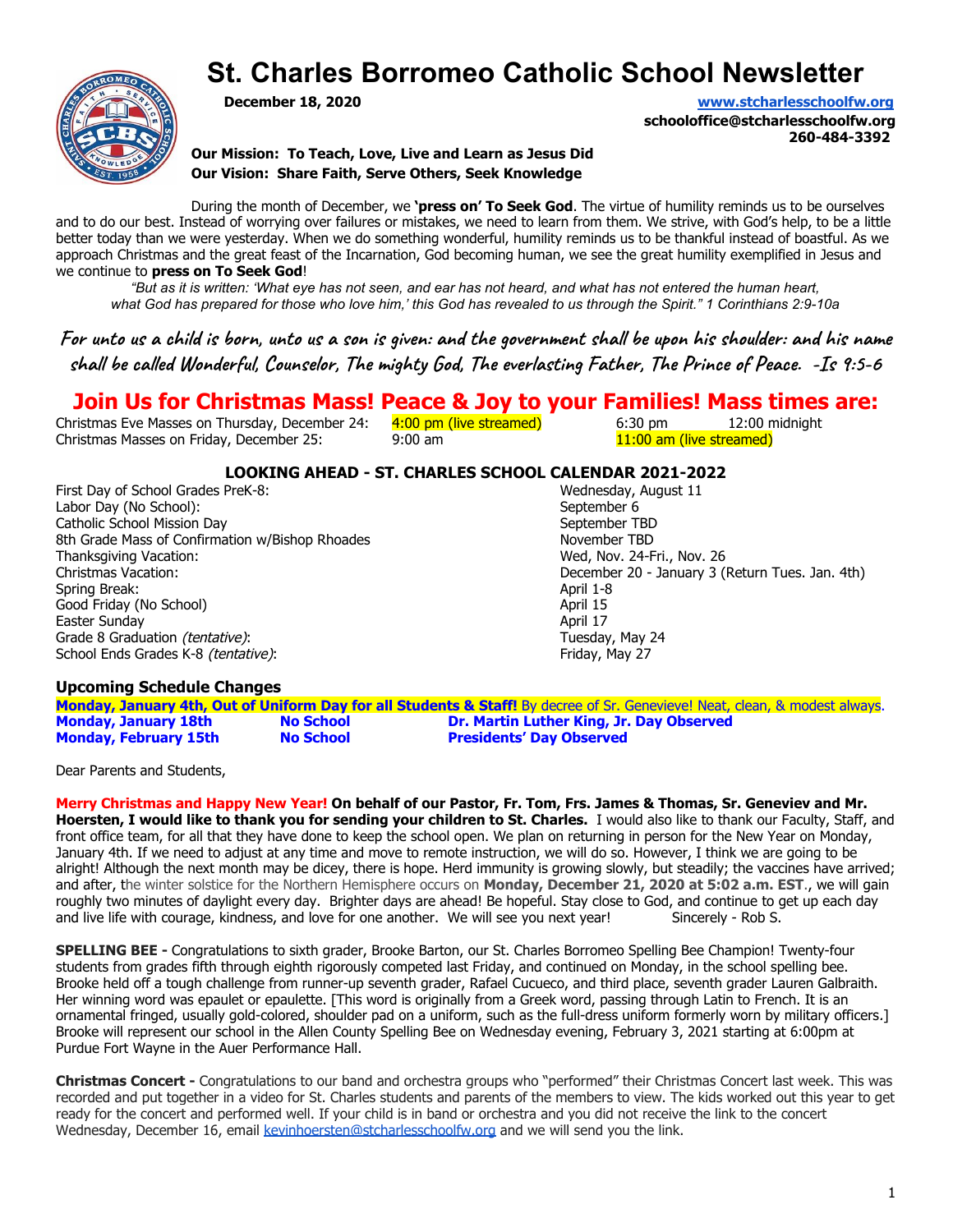# St. Charles Borromeo Catholic School Newsletter

**December 18, 2020**

**www.stcharlesschoolfw.org**
**schooloffice@stcharlesschoolfw.org**
**260-484-3392**

**Our Mission: To Teach, Love, Live and Learn as Jesus Did**
**Our Vision: Share Faith, Serve Others, Seek Knowledge**

During the month of December, we **'press on' To Seek God**. The virtue of humility reminds us to be ourselves and to do our best. Instead of worrying over failures or mistakes, we need to learn from them. We strive, with God's help, to be a little better today than we were yesterday. When we do something wonderful, humility reminds us to be thankful instead of boastful. As we approach Christmas and the great feast of the Incarnation, God becoming human, we see the great humility exemplified in Jesus and we continue to **press on To Seek God**!

*"But as it is written: 'What eye has not seen, and ear has not heard, and what has not entered the human heart, what God has prepared for those who love him,' this God has revealed to us through the Spirit." 1 Corinthians 2:9-10a*

**For unto us a child is born, unto us a son is given: and the government shall be upon his shoulder: and his name shall be called Wonderful, Counselor, The mighty God, The everlasting Father, The Prince of Peace. -Is 9:5-6**

## Join Us for Christmas Mass! Peace & Joy to your Families! Mass times are:

| | | | |
|---|---|---|---|
| Christmas Eve Masses on Thursday, December 24: | 4:00 pm (live streamed) | 6:30 pm | 12:00 midnight |
| Christmas Masses on Friday, December 25: | 9:00 am | 11:00 am (live streamed) | |

## LOOKING AHEAD - ST. CHARLES SCHOOL CALENDAR 2021-2022

| | |
|---|---|
| First Day of School Grades PreK-8: | Wednesday, August 11 |
| Labor Day (No School): | September 6 |
| Catholic School Mission Day | September TBD |
| 8th Grade Mass of Confirmation w/Bishop Rhoades | November TBD |
| Thanksgiving Vacation: | Wed, Nov. 24-Fri., Nov. 26 |
| Christmas Vacation: | December 20 - January 3 (Return Tues. Jan. 4th) |
| Spring Break: | April 1-8 |
| Good Friday (No School) | April 15 |
| Easter Sunday | April 17 |
| Grade 8 Graduation *(tentative)*: | Tuesday, May 24 |
| School Ends Grades K-8 *(tentative)*: | Friday, May 27 |

### Upcoming Schedule Changes

**Monday, January 4th, Out of Uniform Day for all Students & Staff!** By decree of Sr. Genevieve! Neat, clean, & modest always.

| | | |
|---|---|---|
| **Monday, January 18th** | **No School** | **Dr. Martin Luther King, Jr. Day Observed** |
| **Monday, February 15th** | **No School** | **Presidents' Day Observed** |

Dear Parents and Students,

**Merry Christmas and Happy New Year! On behalf of our Pastor, Fr. Tom, Frs. James & Thomas, Sr. Geneviev and Mr. Hoersten, I would like to thank you for sending your children to St. Charles.** I would also like to thank our Faculty, Staff, and front office team, for all that they have done to keep the school open. We plan on returning in person for the New Year on Monday, January 4th. If we need to adjust at any time and move to remote instruction, we will do so. However, I think we are going to be alright! Although the next month may be dicey, there is hope. Herd immunity is growing slowly, but steadily; the vaccines have arrived; and after, the winter solstice for the Northern Hemisphere occurs on **Monday, December 21, 2020 at 5:02 a.m. EST**., we will gain roughly two minutes of daylight every day. Brighter days are ahead! Be hopeful. Stay close to God, and continue to get up each day and live life with courage, kindness, and love for one another. We will see you next year! Sincerely - Rob S.

**SPELLING BEE -** Congratulations to sixth grader, Brooke Barton, our St. Charles Borromeo Spelling Bee Champion! Twenty-four students from grades fifth through eighth rigorously competed last Friday, and continued on Monday, in the school spelling bee. Brooke held off a tough challenge from runner-up seventh grader, Rafael Cucueco, and third place, seventh grader Lauren Galbraith. Her winning word was epaulet or epaulette. [This word is originally from a Greek word, passing through Latin to French. It is an ornamental fringed, usually gold-colored, shoulder pad on a uniform, such as the full-dress uniform formerly worn by military officers.] Brooke will represent our school in the Allen County Spelling Bee on Wednesday evening, February 3, 2021 starting at 6:00pm at Purdue Fort Wayne in the Auer Performance Hall.

**Christmas Concert -** Congratulations to our band and orchestra groups who "performed" their Christmas Concert last week. This was recorded and put together in a video for St. Charles students and parents of the members to view. The kids worked out this year to get ready for the concert and performed well. If your child is in band or orchestra and you did not receive the link to the concert Wednesday, December 16, email kevinhoersten@stcharlesschoolfw.org and we will send you the link.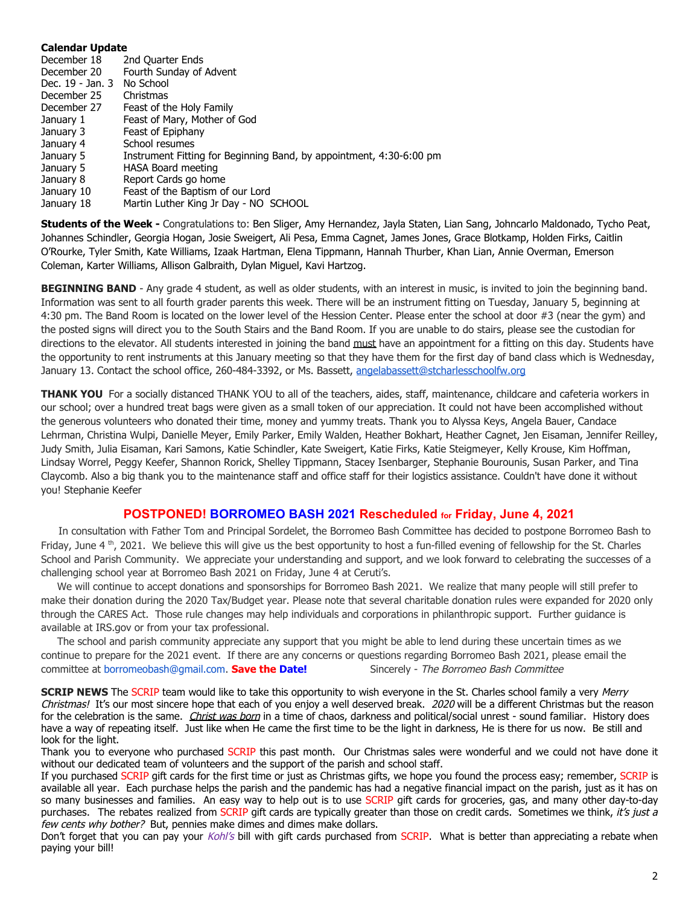**Calendar Update**

| | |
|---|---|
| December 18 | 2nd Quarter Ends |
| December 20 | Fourth Sunday of Advent |
| Dec. 19 - Jan. 3 | No School |
| December 25 | Christmas |
| December 27 | Feast of the Holy Family |
| January 1 | Feast of Mary, Mother of God |
| January 3 | Feast of Epiphany |
| January 4 | School resumes |
| January 5 | Instrument Fitting for Beginning Band, by appointment, 4:30-6:00 pm |
| January 5 | HASA Board meeting |
| January 8 | Report Cards go home |
| January 10 | Feast of the Baptism of our Lord |
| January 18 | Martin Luther King Jr Day - NO SCHOOL |

**Students of the Week -** Congratulations to: Ben Sliger, Amy Hernandez, Jayla Staten, Lian Sang, Johncarlo Maldonado, Tycho Peat, Johannes Schindler, Georgia Hogan, Josie Sweigert, Ali Pesa, Emma Cagnet, James Jones, Grace Blotkamp, Holden Firks, Caitlin O'Rourke, Tyler Smith, Kate Williams, Izaak Hartman, Elena Tippmann, Hannah Thurber, Khan Lian, Annie Overman, Emerson Coleman, Karter Williams, Allison Galbraith, Dylan Miguel, Kavi Hartzog.

**BEGINNING BAND** - Any grade 4 student, as well as older students, with an interest in music, is invited to join the beginning band. Information was sent to all fourth grader parents this week. There will be an instrument fitting on Tuesday, January 5, beginning at 4:30 pm. The Band Room is located on the lower level of the Hession Center. Please enter the school at door #3 (near the gym) and the posted signs will direct you to the South Stairs and the Band Room. If you are unable to do stairs, please see the custodian for directions to the elevator. All students interested in joining the band must have an appointment for a fitting on this day. Students have the opportunity to rent instruments at this January meeting so that they have them for the first day of band class which is Wednesday, January 13. Contact the school office, 260-484-3392, or Ms. Bassett, angelabassett@stcharlesschoolfw.org

**THANK YOU** For a socially distanced THANK YOU to all of the teachers, aides, staff, maintenance, childcare and cafeteria workers in our school; over a hundred treat bags were given as a small token of our appreciation. It could not have been accomplished without the generous volunteers who donated their time, money and yummy treats. Thank you to Alyssa Keys, Angela Bauer, Candace Lehrman, Christina Wulpi, Danielle Meyer, Emily Parker, Emily Walden, Heather Bokhart, Heather Cagnet, Jen Eisaman, Jennifer Reilley, Judy Smith, Julia Eisaman, Kari Samons, Katie Schindler, Kate Sweigert, Katie Firks, Katie Steigmeyer, Kelly Krouse, Kim Hoffman, Lindsay Worrel, Peggy Keefer, Shannon Rorick, Shelley Tippmann, Stacey Isenbarger, Stephanie Bourounis, Susan Parker, and Tina Claycomb. Also a big thank you to the maintenance staff and office staff for their logistics assistance. Couldn't have done it without you! Stephanie Keefer

## POSTPONED! BORROMEO BASH 2021 Rescheduled for Friday, June 4, 2021

In consultation with Father Tom and Principal Sordelet, the Borromeo Bash Committee has decided to postpone Borromeo Bash to Friday, June 4th, 2021. We believe this will give us the best opportunity to host a fun-filled evening of fellowship for the St. Charles School and Parish Community. We appreciate your understanding and support, and we look forward to celebrating the successes of a challenging school year at Borromeo Bash 2021 on Friday, June 4 at Ceruti's.

We will continue to accept donations and sponsorships for Borromeo Bash 2021. We realize that many people will still prefer to make their donation during the 2020 Tax/Budget year. Please note that several charitable donation rules were expanded for 2020 only through the CARES Act. Those rule changes may help individuals and corporations in philanthropic support. Further guidance is available at IRS.gov or from your tax professional.

The school and parish community appreciate any support that you might be able to lend during these uncertain times as we continue to prepare for the 2021 event. If there are any concerns or questions regarding Borromeo Bash 2021, please email the committee at borromeobash@gmail.com. **Save the Date!** Sincerely - *The Borromeo Bash Committee*

**SCRIP NEWS** The SCRIP team would like to take this opportunity to wish everyone in the St. Charles school family a very *Merry Christmas!* It's our most sincere hope that each of you enjoy a well deserved break. *2020* will be a different Christmas but the reason for the celebration is the same. *Christ was born* in a time of chaos, darkness and political/social unrest - sound familiar. History does have a way of repeating itself. Just like when He came the first time to be the light in darkness, He is there for us now. Be still and look for the light.

Thank you to everyone who purchased SCRIP this past month. Our Christmas sales were wonderful and we could not have done it without our dedicated team of volunteers and the support of the parish and school staff.

If you purchased SCRIP gift cards for the first time or just as Christmas gifts, we hope you found the process easy; remember, SCRIP is available all year. Each purchase helps the parish and the pandemic has had a negative financial impact on the parish, just as it has on so many businesses and families. An easy way to help out is to use SCRIP gift cards for groceries, gas, and many other day-to-day purchases. The rebates realized from SCRIP gift cards are typically greater than those on credit cards. Sometimes we think, *it's just a few cents why bother?* But, pennies make dimes and dimes make dollars.

Don't forget that you can pay your *Kohl's* bill with gift cards purchased from SCRIP. What is better than appreciating a rebate when paying your bill!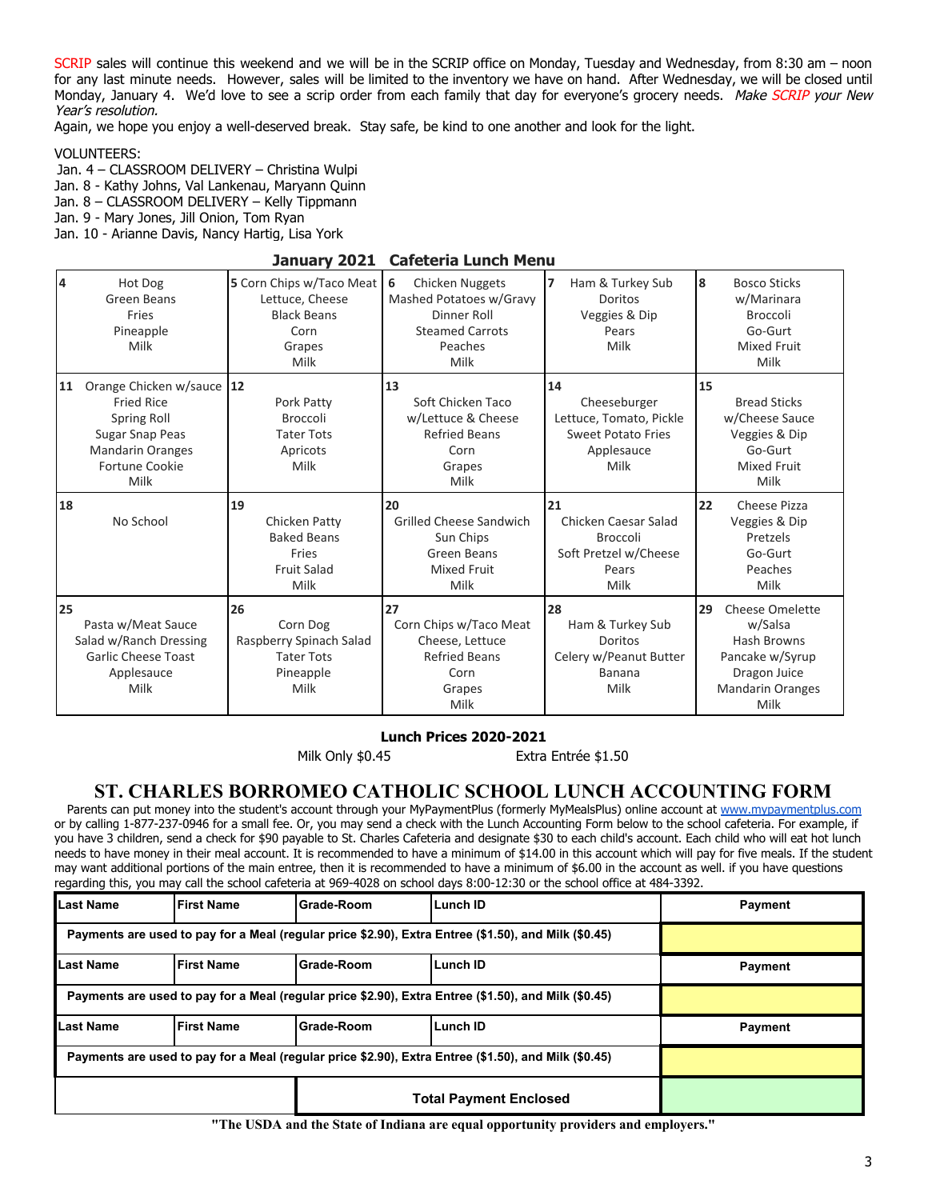SCRIP sales will continue this weekend and we will be in the SCRIP office on Monday, Tuesday and Wednesday, from 8:30 am – noon for any last minute needs. However, sales will be limited to the inventory we have on hand. After Wednesday, we will be closed until Monday, January 4. We'd love to see a scrip order from each family that day for everyone's grocery needs. *Make SCRIP your New Year's resolution.*

Again, we hope you enjoy a well-deserved break. Stay safe, be kind to one another and look for the light.

VOLUNTEERS:

Jan. 4 – CLASSROOM DELIVERY – Christina Wulpi
Jan. 8 - Kathy Johns, Val Lankenau, Maryann Quinn
Jan. 8 – CLASSROOM DELIVERY – Kelly Tippmann
Jan. 9 - Mary Jones, Jill Onion, Tom Ryan
Jan. 10 - Arianne Davis, Nancy Hartig, Lisa York

## January 2021 Cafeteria Lunch Menu

| | | | | |
|---|---|---|---|---|
| 4 Hot Dog, Green Beans, Fries, Pineapple, Milk | 5 Corn Chips w/Taco Meat, Lettuce, Cheese, Black Beans, Corn, Grapes, Milk | 6 Chicken Nuggets, Mashed Potatoes w/Gravy, Dinner Roll, Steamed Carrots, Peaches, Milk | 7 Ham & Turkey Sub, Doritos, Veggies & Dip, Pears, Milk | 8 Bosco Sticks w/Marinara, Broccoli, Go-Gurt, Mixed Fruit, Milk |
| 11 Orange Chicken w/sauce, Fried Rice, Spring Roll, Sugar Snap Peas, Mandarin Oranges, Fortune Cookie, Milk | 12 Pork Patty, Broccoli, Tater Tots, Apricots, Milk | 13 Soft Chicken Taco w/Lettuce & Cheese, Refried Beans, Corn, Grapes, Milk | 14 Cheeseburger, Lettuce, Tomato, Pickle, Sweet Potato Fries, Applesauce, Milk | 15 Bread Sticks w/Cheese Sauce, Veggies & Dip, Go-Gurt, Mixed Fruit, Milk |
| 18 No School | 19 Chicken Patty, Baked Beans, Fries, Fruit Salad, Milk | 20 Grilled Cheese Sandwich, Sun Chips, Green Beans, Mixed Fruit, Milk | 21 Chicken Caesar Salad, Broccoli, Soft Pretzel w/Cheese, Pears, Milk | 22 Cheese Pizza, Veggies & Dip, Pretzels, Go-Gurt, Peaches, Milk |
| 25 Pasta w/Meat Sauce, Salad w/Ranch Dressing, Garlic Cheese Toast, Applesauce, Milk | 26 Corn Dog, Raspberry Spinach Salad, Tater Tots, Pineapple, Milk | 27 Corn Chips w/Taco Meat, Cheese, Lettuce, Refried Beans, Corn, Grapes, Milk | 28 Ham & Turkey Sub, Doritos, Celery w/Peanut Butter, Banana, Milk | 29 Cheese Omelette w/Salsa, Hash Browns, Pancake w/Syrup, Dragon Juice, Mandarin Oranges, Milk |

**Lunch Prices 2020-2021**

Milk Only $0.45 Extra Entrée $1.50

## ST. CHARLES BORROMEO CATHOLIC SCHOOL LUNCH ACCOUNTING FORM

Parents can put money into the student's account through your MyPaymentPlus (formerly MyMealsPlus) online account at www.mypaymentplus.com or by calling 1-877-237-0946 for a small fee. Or, you may send a check with the Lunch Accounting Form below to the school cafeteria. For example, if you have 3 children, send a check for $90 payable to St. Charles Cafeteria and designate $30 to each child's account. Each child who will eat hot lunch needs to have money in their meal account. It is recommended to have a minimum of $14.00 in this account which will pay for five meals. If the student may want additional portions of the main entree, then it is recommended to have a minimum of $6.00 in the account as well. if you have questions regarding this, you may call the school cafeteria at 969-4028 on school days 8:00-12:30 or the school office at 484-3392.

| Last Name | First Name | Grade-Room | Lunch ID | Payment |
|---|---|---|---|---|
| Payments are used to pay for a Meal (regular price $2.90), Extra Entree ($1.50), and Milk ($0.45) | | | | |
| **Last Name** | **First Name** | **Grade-Room** | **Lunch ID** | **Payment** |
| Payments are used to pay for a Meal (regular price $2.90), Extra Entree ($1.50), and Milk ($0.45) | | | | |
| **Last Name** | **First Name** | **Grade-Room** | **Lunch ID** | **Payment** |
| Payments are used to pay for a Meal (regular price $2.90), Extra Entree ($1.50), and Milk ($0.45) | | | | |
| | | **Total Payment Enclosed** | | |

**"The USDA and the State of Indiana are equal opportunity providers and employers."**